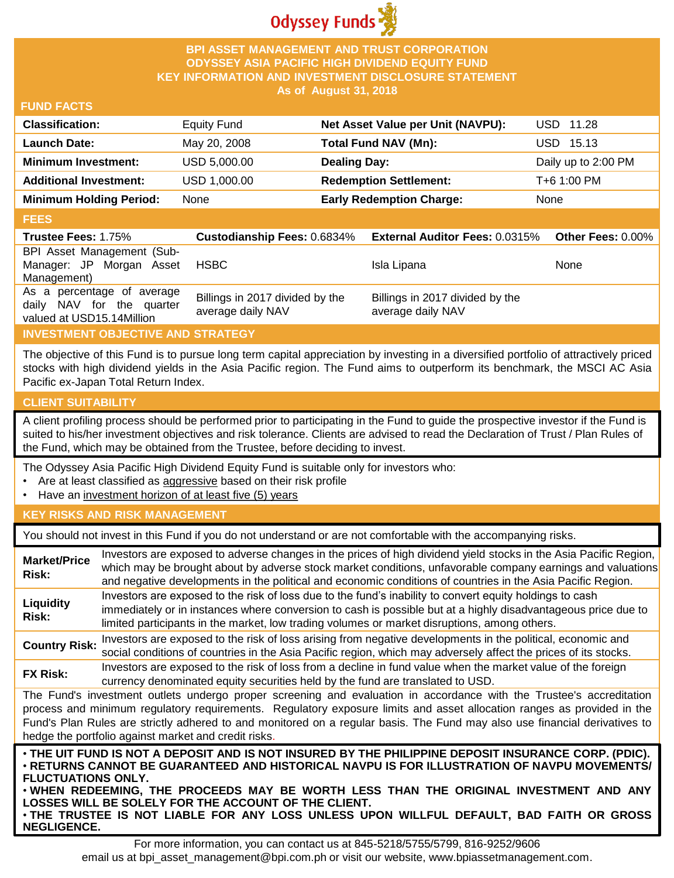Odyssey Funds

# BPI ASSET MANAGEMENT AND TRUST CORPORATION
# ODYSSEY ASIA PACIFIC HIGH DIVIDEND EQUITY FUND
## KEY INFORMATION AND INVESTMENT DISCLOSURE STATEMENT
### As of August 31, 2018

## FUND FACTS

| | | | |
|---|---|---|---|
| **Classification:** | Equity Fund | **Net Asset Value per Unit (NAVPU):** | USD 11.28 |
| **Launch Date:** | May 20, 2008 | **Total Fund NAV (Mn):** | USD 15.13 |
| **Minimum Investment:** | USD 5,000.00 | **Dealing Day:** | Daily up to 2:00 PM |
| **Additional Investment:** | USD 1,000.00 | **Redemption Settlement:** | T+6 1:00 PM |
| **Minimum Holding Period:** | None | **Early Redemption Charge:** | None |

## FEES

| **Trustee Fees:** 1.75% | **Custodianship Fees:** 0.6834% | **External Auditor Fees:** 0.0315% | **Other Fees:** 0.00% |
|---|---|---|---|
| BPI Asset Management (Sub-Manager: JP Morgan Asset Management) | HSBC | Isla Lipana | None |
| As a percentage of average daily NAV for the quarter valued at USD15.14Million | Billings in 2017 divided by the average daily NAV | Billings in 2017 divided by the average daily NAV | |

## INVESTMENT OBJECTIVE AND STRATEGY

The objective of this Fund is to pursue long term capital appreciation by investing in a diversified portfolio of attractively priced stocks with high dividend yields in the Asia Pacific region. The Fund aims to outperform its benchmark, the MSCI AC Asia Pacific ex-Japan Total Return Index.

## CLIENT SUITABILITY

A client profiling process should be performed prior to participating in the Fund to guide the prospective investor if the Fund is suited to his/her investment objectives and risk tolerance. Clients are advised to read the Declaration of Trust / Plan Rules of the Fund, which may be obtained from the Trustee, before deciding to invest.

The Odyssey Asia Pacific High Dividend Equity Fund is suitable only for investors who:

- Are at least classified as aggressive based on their risk profile
- Have an investment horizon of at least five (5) years

## KEY RISKS AND RISK MANAGEMENT

You should not invest in this Fund if you do not understand or are not comfortable with the accompanying risks.

| | |
|---|---|
| **Market/Price Risk:** | Investors are exposed to adverse changes in the prices of high dividend yield stocks in the Asia Pacific Region, which may be brought about by adverse stock market conditions, unfavorable company earnings and valuations and negative developments in the political and economic conditions of countries in the Asia Pacific Region. |
| **Liquidity Risk:** | Investors are exposed to the risk of loss due to the fund's inability to convert equity holdings to cash immediately or in instances where conversion to cash is possible but at a highly disadvantageous price due to limited participants in the market, low trading volumes or market disruptions, among others. |
| **Country Risk:** | Investors are exposed to the risk of loss arising from negative developments in the political, economic and social conditions of countries in the Asia Pacific region, which may adversely affect the prices of its stocks. |
| **FX Risk:** | Investors are exposed to the risk of loss from a decline in fund value when the market value of the foreign currency denominated equity securities held by the fund are translated to USD. |

The Fund's investment outlets undergo proper screening and evaluation in accordance with the Trustee's accreditation process and minimum regulatory requirements. Regulatory exposure limits and asset allocation ranges as provided in the Fund's Plan Rules are strictly adhered to and monitored on a regular basis. The Fund may also use financial derivatives to hedge the portfolio against market and credit risks.

**• THE UIT FUND IS NOT A DEPOSIT AND IS NOT INSURED BY THE PHILIPPINE DEPOSIT INSURANCE CORP. (PDIC).**
**• RETURNS CANNOT BE GUARANTEED AND HISTORICAL NAVPU IS FOR ILLUSTRATION OF NAVPU MOVEMENTS/ FLUCTUATIONS ONLY.**
**• WHEN REDEEMING, THE PROCEEDS MAY BE WORTH LESS THAN THE ORIGINAL INVESTMENT AND ANY LOSSES WILL BE SOLELY FOR THE ACCOUNT OF THE CLIENT.**
**• THE TRUSTEE IS NOT LIABLE FOR ANY LOSS UNLESS UPON WILLFUL DEFAULT, BAD FAITH OR GROSS NEGLIGENCE.**

For more information, you can contact us at 845-5218/5755/5799, 816-9252/9606
email us at bpi_asset_management@bpi.com.ph or visit our website, www.bpiassetmanagement.com.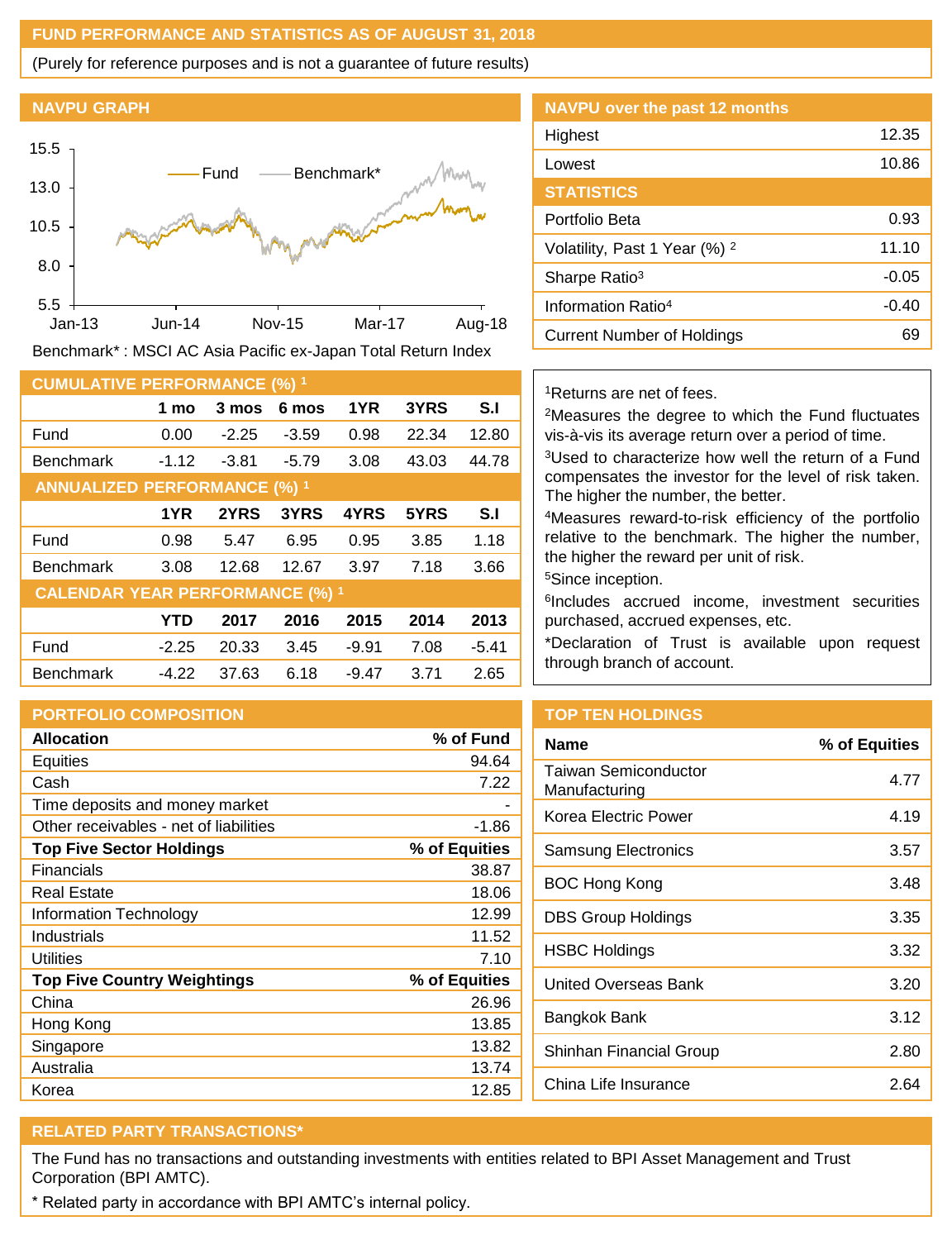## FUND PERFORMANCE AND STATISTICS AS OF AUGUST 31, 2018

(Purely for reference purposes and is not a guarantee of future results)

### NAVPU GRAPH

Benchmark* : MSCI AC Asia Pacific ex-Japan Total Return Index

### NAVPU over the past 12 months

| | |
|---|---|
| Highest | 12.35 |
| Lowest | 10.86 |

### STATISTICS

| | |
|---|---|
| Portfolio Beta | 0.93 |
| Volatility, Past 1 Year (%) [2] | 11.10 |
| Sharpe Ratio[3] | -0.05 |
| Information Ratio[4] | -0.40 |
| Current Number of Holdings | 69 |

### CUMULATIVE PERFORMANCE (%) [1]

| | 1 mo | 3 mos | 6 mos | 1YR | 3YRS | S.I |
|---|---|---|---|---|---|---|
| Fund | 0.00 | -2.25 | -3.59 | 0.98 | 22.34 | 12.80 |
| Benchmark | -1.12 | -3.81 | -5.79 | 3.08 | 43.03 | 44.78 |

### ANNUALIZED PERFORMANCE (%) [1]

| | 1YR | 2YRS | 3YRS | 4YRS | 5YRS | S.I |
|---|---|---|---|---|---|---|
| Fund | 0.98 | 5.47 | 6.95 | 0.95 | 3.85 | 1.18 |
| Benchmark | 3.08 | 12.68 | 12.67 | 3.97 | 7.18 | 3.66 |

### CALENDAR YEAR PERFORMANCE (%) [1]

| | YTD | 2017 | 2016 | 2015 | 2014 | 2013 |
|---|---|---|---|---|---|---|
| Fund | -2.25 | 20.33 | 3.45 | -9.91 | 7.08 | -5.41 |
| Benchmark | -4.22 | 37.63 | 6.18 | -9.47 | 3.71 | 2.65 |

[1]Returns are net of fees.
[2]Measures the degree to which the Fund fluctuates vis-à-vis its average return over a period of time.
[3]Used to characterize how well the return of a Fund compensates the investor for the level of risk taken. The higher the number, the better.
[4]Measures reward-to-risk efficiency of the portfolio relative to the benchmark. The higher the number, the higher the reward per unit of risk.
[5]Since inception.
[6]Includes accrued income, investment securities purchased, accrued expenses, etc.
*Declaration of Trust is available upon request through branch of account.

### PORTFOLIO COMPOSITION

| **Allocation** | **% of Fund** |
|---|---|
| Equities | 94.64 |
| Cash | 7.22 |
| Time deposits and money market | - |
| Other receivables - net of liabilities | -1.86 |
| **Top Five Sector Holdings** | **% of Equities** |
| Financials | 38.87 |
| Real Estate | 18.06 |
| Information Technology | 12.99 |
| Industrials | 11.52 |
| Utilities | 7.10 |
| **Top Five Country Weightings** | **% of Equities** |
| China | 26.96 |
| Hong Kong | 13.85 |
| Singapore | 13.82 |
| Australia | 13.74 |
| Korea | 12.85 |

### TOP TEN HOLDINGS

| Name | % of Equities |
|---|---|
| Taiwan Semiconductor Manufacturing | 4.77 |
| Korea Electric Power | 4.19 |
| Samsung Electronics | 3.57 |
| BOC Hong Kong | 3.48 |
| DBS Group Holdings | 3.35 |
| HSBC Holdings | 3.32 |
| United Overseas Bank | 3.20 |
| Bangkok Bank | 3.12 |
| Shinhan Financial Group | 2.80 |
| China Life Insurance | 2.64 |

### RELATED PARTY TRANSACTIONS*

The Fund has no transactions and outstanding investments with entities related to BPI Asset Management and Trust Corporation (BPI AMTC).

* Related party in accordance with BPI AMTC's internal policy.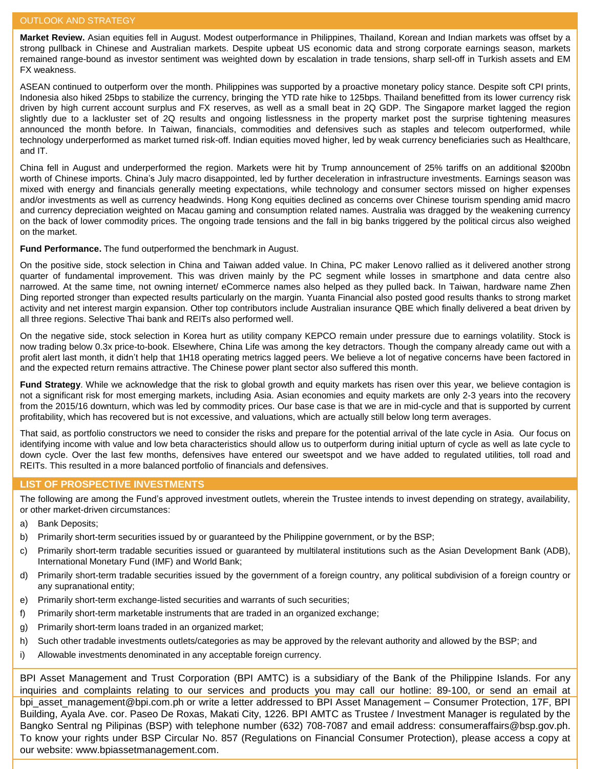## OUTLOOK AND STRATEGY

**Market Review.** Asian equities fell in August. Modest outperformance in Philippines, Thailand, Korean and Indian markets was offset by a strong pullback in Chinese and Australian markets. Despite upbeat US economic data and strong corporate earnings season, markets remained range-bound as investor sentiment was weighted down by escalation in trade tensions, sharp sell-off in Turkish assets and EM FX weakness.

ASEAN continued to outperform over the month. Philippines was supported by a proactive monetary policy stance. Despite soft CPI prints, Indonesia also hiked 25bps to stabilize the currency, bringing the YTD rate hike to 125bps. Thailand benefitted from its lower currency risk driven by high current account surplus and FX reserves, as well as a small beat in 2Q GDP. The Singapore market lagged the region slightly due to a lackluster set of 2Q results and ongoing listlessness in the property market post the surprise tightening measures announced the month before. In Taiwan, financials, commodities and defensives such as staples and telecom outperformed, while technology underperformed as market turned risk-off. Indian equities moved higher, led by weak currency beneficiaries such as Healthcare, and IT.

China fell in August and underperformed the region. Markets were hit by Trump announcement of 25% tariffs on an additional $200bn worth of Chinese imports. China's July macro disappointed, led by further deceleration in infrastructure investments. Earnings season was mixed with energy and financials generally meeting expectations, while technology and consumer sectors missed on higher expenses and/or investments as well as currency headwinds. Hong Kong equities declined as concerns over Chinese tourism spending amid macro and currency depreciation weighted on Macau gaming and consumption related names. Australia was dragged by the weakening currency on the back of lower commodity prices. The ongoing trade tensions and the fall in big banks triggered by the political circus also weighed on the market.

**Fund Performance.** The fund outperformed the benchmark in August.

On the positive side, stock selection in China and Taiwan added value. In China, PC maker Lenovo rallied as it delivered another strong quarter of fundamental improvement. This was driven mainly by the PC segment while losses in smartphone and data centre also narrowed. At the same time, not owning internet/ eCommerce names also helped as they pulled back. In Taiwan, hardware name Zhen Ding reported stronger than expected results particularly on the margin. Yuanta Financial also posted good results thanks to strong market activity and net interest margin expansion. Other top contributors include Australian insurance QBE which finally delivered a beat driven by all three regions. Selective Thai bank and REITs also performed well.

On the negative side, stock selection in Korea hurt as utility company KEPCO remain under pressure due to earnings volatility. Stock is now trading below 0.3x price-to-book. Elsewhere, China Life was among the key detractors. Though the company already came out with a profit alert last month, it didn't help that 1H18 operating metrics lagged peers. We believe a lot of negative concerns have been factored in and the expected return remains attractive. The Chinese power plant sector also suffered this month.

**Fund Strategy**. While we acknowledge that the risk to global growth and equity markets has risen over this year, we believe contagion is not a significant risk for most emerging markets, including Asia. Asian economies and equity markets are only 2-3 years into the recovery from the 2015/16 downturn, which was led by commodity prices. Our base case is that we are in mid-cycle and that is supported by current profitability, which has recovered but is not excessive, and valuations, which are actually still below long term averages.

That said, as portfolio constructors we need to consider the risks and prepare for the potential arrival of the late cycle in Asia. Our focus on identifying income with value and low beta characteristics should allow us to outperform during initial upturn of cycle as well as late cycle to down cycle. Over the last few months, defensives have entered our sweetspot and we have added to regulated utilities, toll road and REITs. This resulted in a more balanced portfolio of financials and defensives.

## LIST OF PROSPECTIVE INVESTMENTS

The following are among the Fund's approved investment outlets, wherein the Trustee intends to invest depending on strategy, availability, or other market-driven circumstances:

a) Bank Deposits;
b) Primarily short-term securities issued by or guaranteed by the Philippine government, or by the BSP;
c) Primarily short-term tradable securities issued or guaranteed by multilateral institutions such as the Asian Development Bank (ADB), International Monetary Fund (IMF) and World Bank;
d) Primarily short-term tradable securities issued by the government of a foreign country, any political subdivision of a foreign country or any supranational entity;
e) Primarily short-term exchange-listed securities and warrants of such securities;
f) Primarily short-term marketable instruments that are traded in an organized exchange;
g) Primarily short-term loans traded in an organized market;
h) Such other tradable investments outlets/categories as may be approved by the relevant authority and allowed by the BSP; and
i) Allowable investments denominated in any acceptable foreign currency.

BPI Asset Management and Trust Corporation (BPI AMTC) is a subsidiary of the Bank of the Philippine Islands. For any inquiries and complaints relating to our services and products you may call our hotline: 89-100, or send an email at bpi_asset_management@bpi.com.ph or write a letter addressed to BPI Asset Management – Consumer Protection, 17F, BPI Building, Ayala Ave. cor. Paseo De Roxas, Makati City, 1226. BPI AMTC as Trustee / Investment Manager is regulated by the Bangko Sentral ng Pilipinas (BSP) with telephone number (632) 708-7087 and email address: consumeraffairs@bsp.gov.ph. To know your rights under BSP Circular No. 857 (Regulations on Financial Consumer Protection), please access a copy at our website: www.bpiassetmanagement.com.